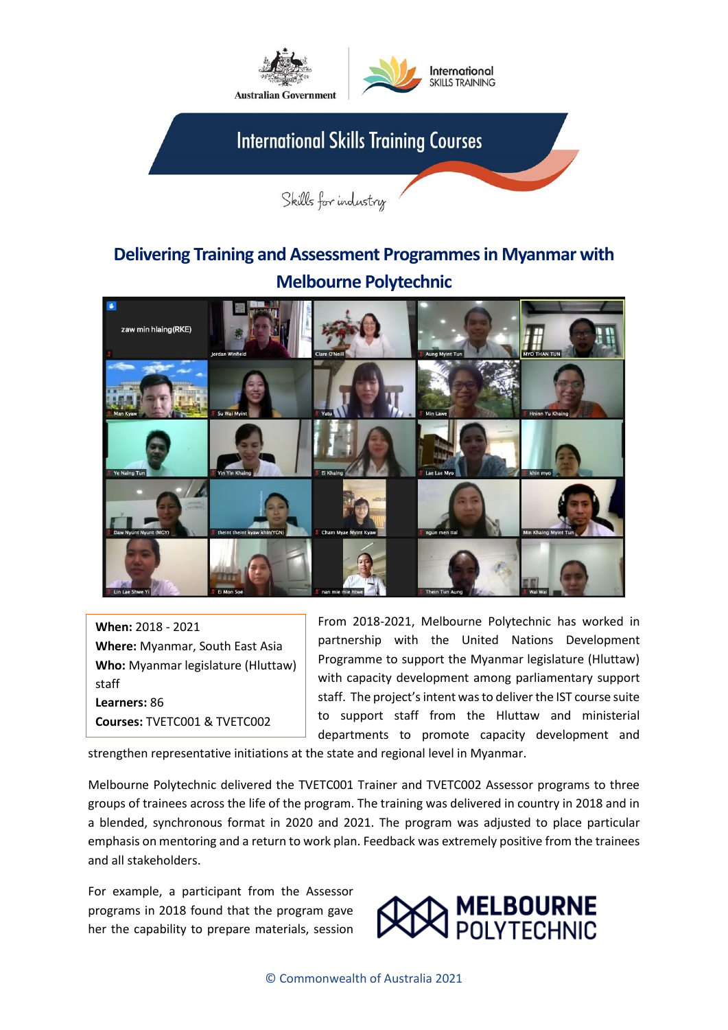# International Skills Training Courses

Skills for industry

## Delivering Training and Assessment Programmes in Myanmar with Melbourne Polytechnic

**When:** 2018 - 2021
**Where:** Myanmar, South East Asia
**Who:** Myanmar legislature (Hluttaw) staff
**Learners:** 86
**Courses:** TVETC001 & TVETC002

From 2018-2021, Melbourne Polytechnic has worked in partnership with the United Nations Development Programme to support the Myanmar legislature (Hluttaw) with capacity development among parliamentary support staff. The project's intent was to deliver the IST course suite to support staff from the Hluttaw and ministerial departments to promote capacity development and strengthen representative initiations at the state and regional level in Myanmar.

Melbourne Polytechnic delivered the TVETC001 Trainer and TVETC002 Assessor programs to three groups of trainees across the life of the program. The training was delivered in country in 2018 and in a blended, synchronous format in 2020 and 2021. The program was adjusted to place particular emphasis on mentoring and a return to work plan. Feedback was extremely positive from the trainees and all stakeholders.

For example, a participant from the Assessor programs in 2018 found that the program gave her the capability to prepare materials, session

© Commonwealth of Australia 2021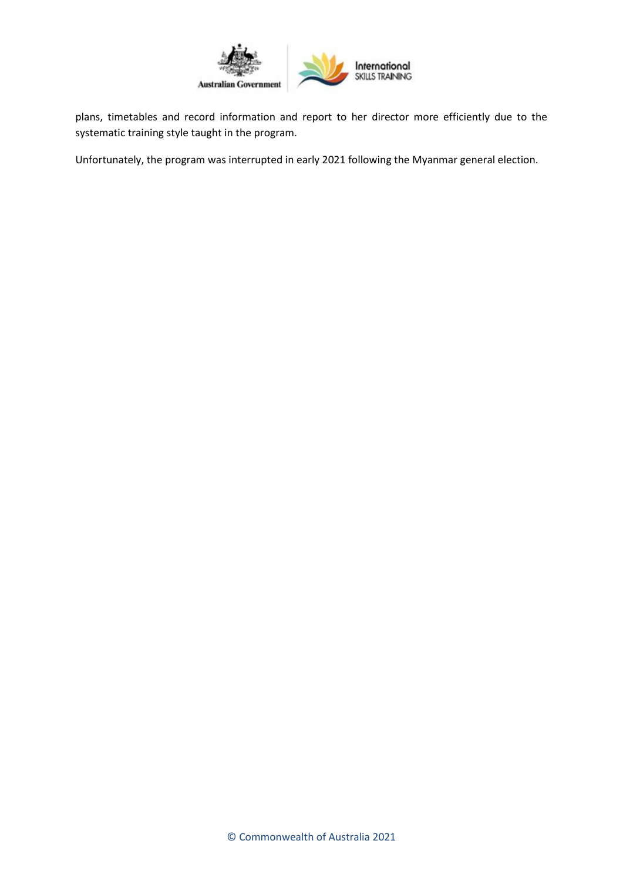plans, timetables and record information and report to her director more efficiently due to the systematic training style taught in the program.

Unfortunately, the program was interrupted in early 2021 following the Myanmar general election.